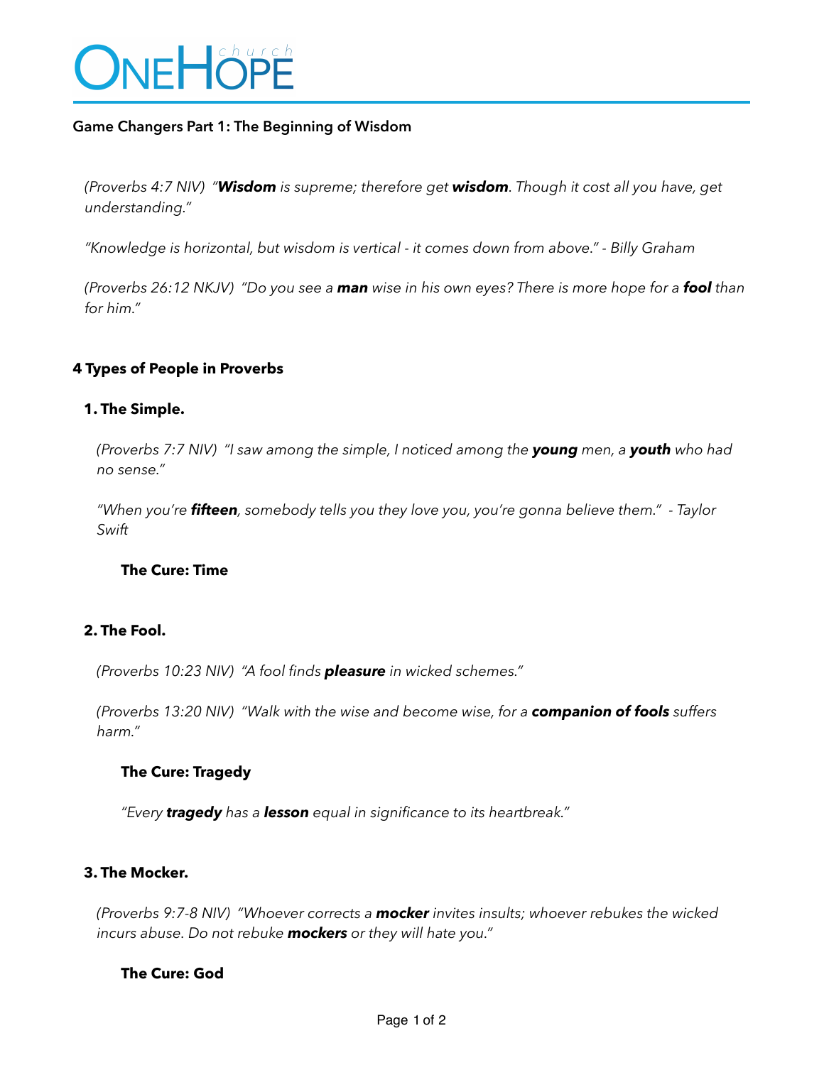# OneHope church

## Game Changers Part 1: The Beginning of Wisdom

*(Proverbs 4:7 NIV) "**Wisdom** is supreme; therefore get **wisdom**. Though it cost all you have, get understanding."*

*"Knowledge is horizontal, but wisdom is vertical - it comes down from above." - Billy Graham*

*(Proverbs 26:12 NKJV) "Do you see a **man** wise in his own eyes? There is more hope for a **fool** than for him."*

### 4 Types of People in Proverbs

#### 1. The Simple.

*(Proverbs 7:7 NIV) "I saw among the simple, I noticed among the **young** men, a **youth** who had no sense."*

*"When you're **fifteen**, somebody tells you they love you, you're gonna believe them." - Taylor Swift*

**The Cure: Time**

#### 2. The Fool.

*(Proverbs 10:23 NIV) "A fool finds **pleasure** in wicked schemes."*

*(Proverbs 13:20 NIV) "Walk with the wise and become wise, for a **companion of fools** suffers harm."*

**The Cure: Tragedy**

*"Every **tragedy** has a **lesson** equal in significance to its heartbreak."*

#### 3. The Mocker.

*(Proverbs 9:7-8 NIV) "Whoever corrects a **mocker** invites insults; whoever rebukes the wicked incurs abuse. Do not rebuke **mockers** or they will hate you."*

**The Cure: God**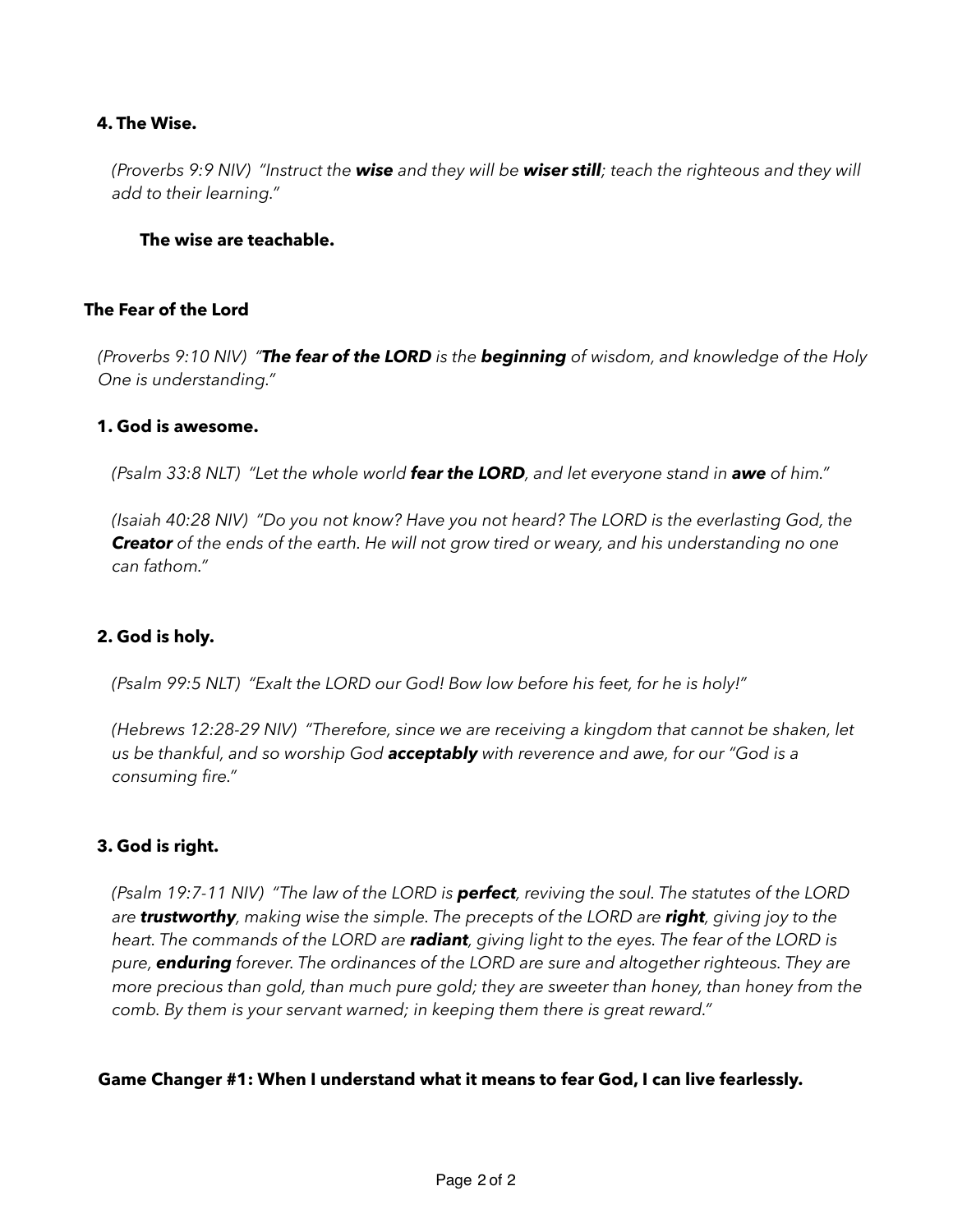**4. The Wise.**

*(Proverbs 9:9 NIV) "Instruct the **wise** and they will be **wiser still**; teach the righteous and they will add to their learning."*

**The wise are teachable.**

**The Fear of the Lord**

*(Proverbs 9:10 NIV) "**The fear of the LORD** is the **beginning** of wisdom, and knowledge of the Holy One is understanding."*

**1. God is awesome.**

*(Psalm 33:8 NLT) "Let the whole world **fear the LORD**, and let everyone stand in **awe** of him."*

*(Isaiah 40:28 NIV) "Do you not know? Have you not heard? The LORD is the everlasting God, the **Creator** of the ends of the earth. He will not grow tired or weary, and his understanding no one can fathom."*

**2. God is holy.**

*(Psalm 99:5 NLT) "Exalt the LORD our God! Bow low before his feet, for he is holy!"*

*(Hebrews 12:28-29 NIV) "Therefore, since we are receiving a kingdom that cannot be shaken, let us be thankful, and so worship God **acceptably** with reverence and awe, for our "God is a consuming fire."*

**3. God is right.**

*(Psalm 19:7-11 NIV) "The law of the LORD is **perfect**, reviving the soul. The statutes of the LORD are **trustworthy**, making wise the simple. The precepts of the LORD are **right**, giving joy to the heart. The commands of the LORD are **radiant**, giving light to the eyes. The fear of the LORD is pure, **enduring** forever. The ordinances of the LORD are sure and altogether righteous. They are more precious than gold, than much pure gold; they are sweeter than honey, than honey from the comb. By them is your servant warned; in keeping them there is great reward."*

**Game Changer #1: When I understand what it means to fear God, I can live fearlessly.**